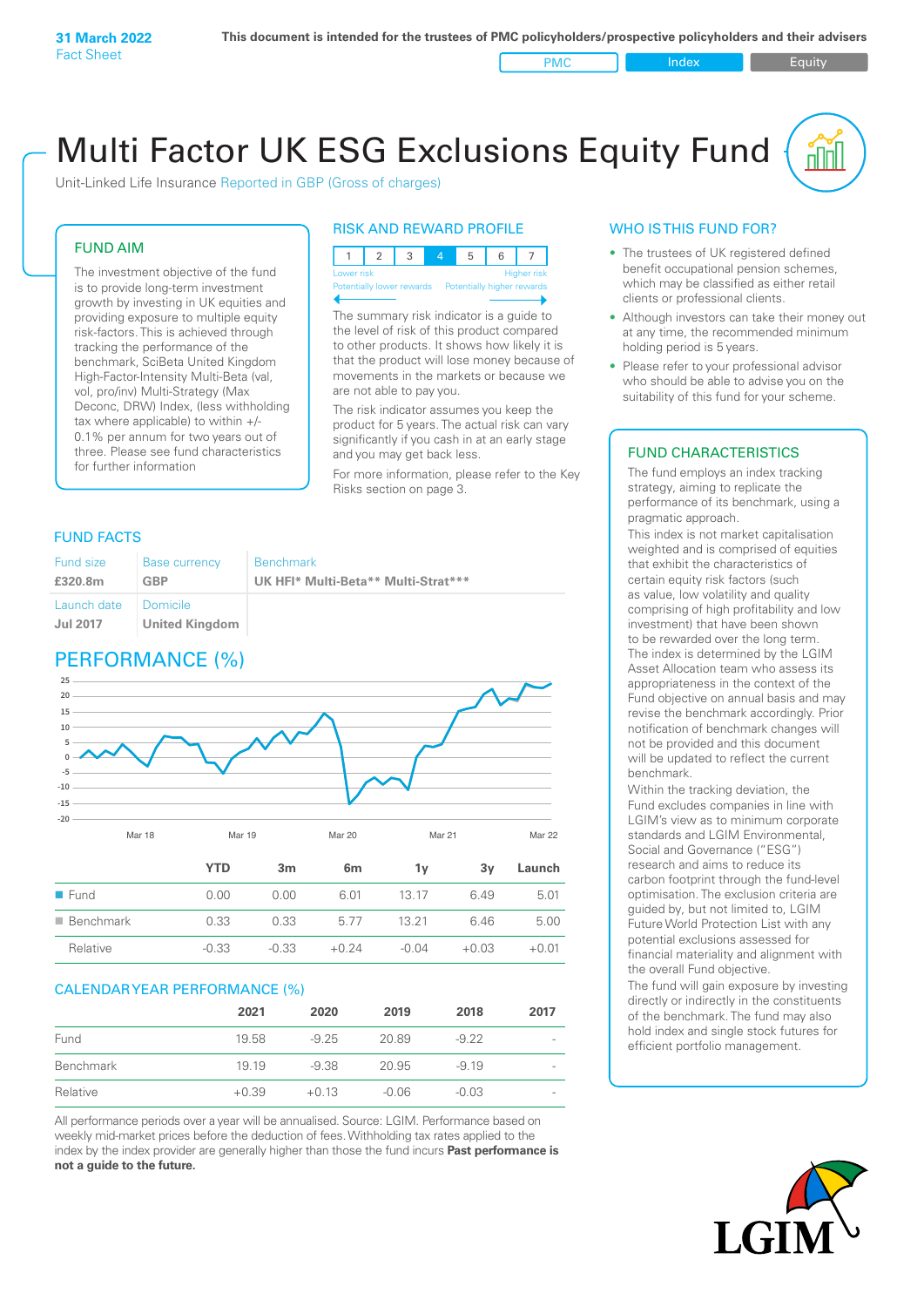**31 March 2022**
Fact Sheet

**This document is intended for the trustees of PMC policyholders/prospective policyholders and their advisers**

PMC | Index | Equity

# Multi Factor UK ESG Exclusions Equity Fund

Unit-Linked Life Insurance Reported in GBP (Gross of charges)

## FUND AIM

The investment objective of the fund is to provide long-term investment growth by investing in UK equities and providing exposure to multiple equity risk-factors. This is achieved through tracking the performance of the benchmark, SciBeta United Kingdom High-Factor-Intensity Multi-Beta (val, vol, pro/inv) Multi-Strategy (Max Deconc, DRW) Index, (less withholding tax where applicable) to within +/- 0.1% per annum for two years out of three. Please see fund characteristics for further information

## RISK AND REWARD PROFILE

| 1 | 2 | 3 | **4** | 5 | 6 | 7 |
|---|---|---|---|---|---|---|

Lower risk — Higher risk
Potentially lower rewards — Potentially higher rewards

The summary risk indicator is a guide to the level of risk of this product compared to other products. It shows how likely it is that the product will lose money because of movements in the markets or because we are not able to pay you.

The risk indicator assumes you keep the product for 5 years. The actual risk can vary significantly if you cash in at an early stage and you may get back less.

For more information, please refer to the Key Risks section on page 3.

## WHO IS THIS FUND FOR?

- The trustees of UK registered defined benefit occupational pension schemes, which may be classified as either retail clients or professional clients.
- Although investors can take their money out at any time, the recommended minimum holding period is 5 years.
- Please refer to your professional advisor who should be able to advise you on the suitability of this fund for your scheme.

## FUND FACTS

| Fund size | Base currency | Benchmark |
|---|---|---|
| **£320.8m** | **GBP** | **UK HFI* Multi-Beta** Multi-Strat*** |
| Launch date | Domicile | |
| **Jul 2017** | **United Kingdom** | |

## PERFORMANCE (%)

| | YTD | 3m | 6m | 1y | 3y | Launch |
|---|---|---|---|---|---|---|
| Fund | 0.00 | 0.00 | 6.01 | 13.17 | 6.49 | 5.01 |
| Benchmark | 0.33 | 0.33 | 5.77 | 13.21 | 6.46 | 5.00 |
| Relative | -0.33 | -0.33 | +0.24 | -0.04 | +0.03 | +0.01 |

## CALENDAR YEAR PERFORMANCE (%)

| | 2021 | 2020 | 2019 | 2018 | 2017 |
|---|---|---|---|---|---|
| Fund | 19.58 | -9.25 | 20.89 | -9.22 | - |
| Benchmark | 19.19 | -9.38 | 20.95 | -9.19 | - |
| Relative | +0.39 | +0.13 | -0.06 | -0.03 | - |

All performance periods over a year will be annualised. Source: LGIM. Performance based on weekly mid-market prices before the deduction of fees. Withholding tax rates applied to the index by the index provider are generally higher than those the fund incurs **Past performance is not a guide to the future.**

## FUND CHARACTERISTICS

The fund employs an index tracking strategy, aiming to replicate the performance of its benchmark, using a pragmatic approach.

This index is not market capitalisation weighted and is comprised of equities that exhibit the characteristics of certain equity risk factors (such as value, low volatility and quality comprising of high profitability and low investment) that have been shown to be rewarded over the long term. The index is determined by the LGIM Asset Allocation team who assess its appropriateness in the context of the Fund objective on annual basis and may revise the benchmark accordingly. Prior notification of benchmark changes will not be provided and this document will be updated to reflect the current benchmark.

Within the tracking deviation, the Fund excludes companies in line with LGIM's view as to minimum corporate standards and LGIM Environmental, Social and Governance ("ESG") research and aims to reduce its carbon footprint through the fund-level optimisation. The exclusion criteria are guided by, but not limited to, LGIM Future World Protection List with any potential exclusions assessed for financial materiality and alignment with the overall Fund objective.

The fund will gain exposure by investing directly or indirectly in the constituents of the benchmark. The fund may also hold index and single stock futures for efficient portfolio management.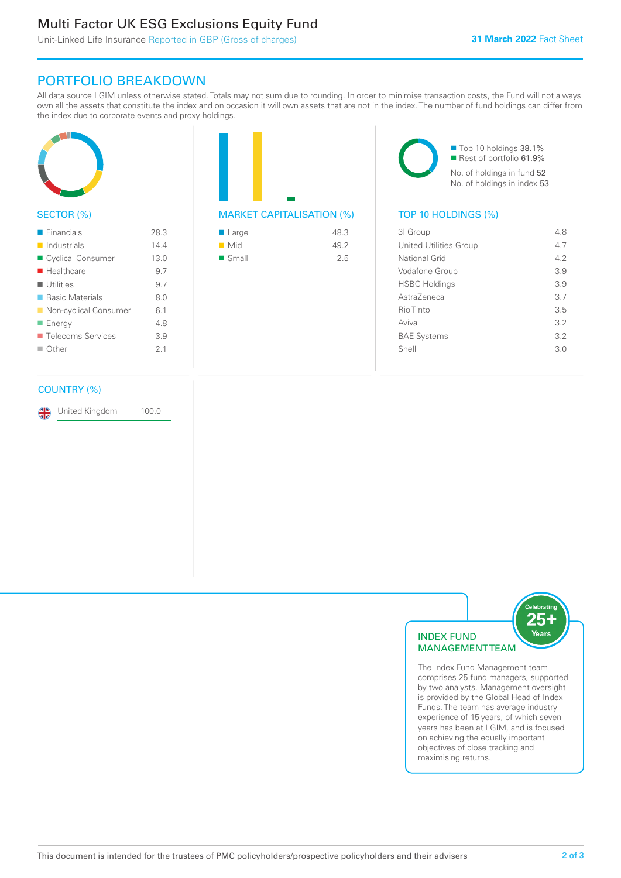# Multi Factor UK ESG Exclusions Equity Fund

Unit-Linked Life Insurance Reported in GBP (Gross of charges)

**31 March 2022** Fact Sheet

## PORTFOLIO BREAKDOWN

All data source LGIM unless otherwise stated. Totals may not sum due to rounding. In order to minimise transaction costs, the Fund will not always own all the assets that constitute the index and on occasion it will own assets that are not in the index. The number of fund holdings can differ from the index due to corporate events and proxy holdings.

### SECTOR (%)

| Sector | % |
|---|---|
| Financials | 28.3 |
| Industrials | 14.4 |
| Cyclical Consumer | 13.0 |
| Healthcare | 9.7 |
| Utilities | 9.7 |
| Basic Materials | 8.0 |
| Non-cyclical Consumer | 6.1 |
| Energy | 4.8 |
| Telecoms Services | 3.9 |
| Other | 2.1 |

### MARKET CAPITALISATION (%)

| Market Capitalisation | % |
|---|---|
| Large | 48.3 |
| Mid | 49.2 |
| Small | 2.5 |

Top 10 holdings 38.1%
Rest of portfolio 61.9%
No. of holdings in fund 52
No. of holdings in index 53

### TOP 10 HOLDINGS (%)

| Holding | % |
|---|---|
| 3I Group | 4.8 |
| United Utilities Group | 4.7 |
| National Grid | 4.2 |
| Vodafone Group | 3.9 |
| HSBC Holdings | 3.9 |
| AstraZeneca | 3.7 |
| Rio Tinto | 3.5 |
| Aviva | 3.2 |
| BAE Systems | 3.2 |
| Shell | 3.0 |

### COUNTRY (%)

| Country | % |
|---|---|
| United Kingdom | 100.0 |

### INDEX FUND MANAGEMENT TEAM

Celebrating 25+ Years

The Index Fund Management team comprises 25 fund managers, supported by two analysts. Management oversight is provided by the Global Head of Index Funds. The team has average industry experience of 15 years, of which seven years has been at LGIM, and is focused on achieving the equally important objectives of close tracking and maximising returns.

This document is intended for the trustees of PMC policyholders/prospective policyholders and their advisers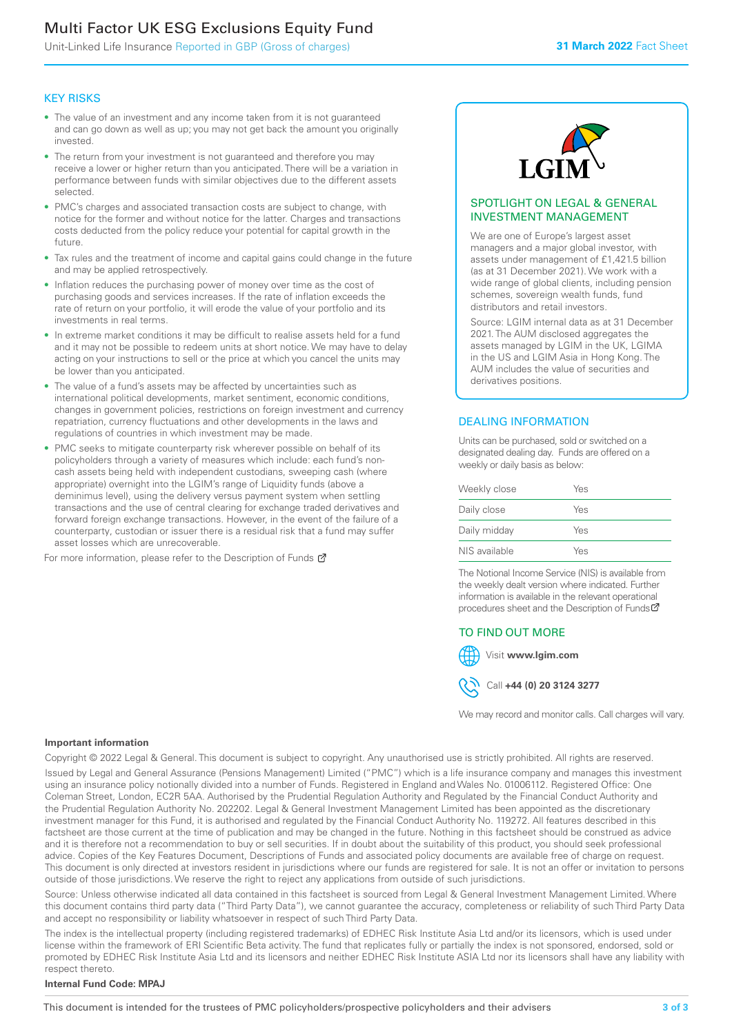# Multi Factor UK ESG Exclusions Equity Fund

Unit-Linked Life Insurance Reported in GBP (Gross of charges)

**31 March 2022** Fact Sheet

## KEY RISKS

- The value of an investment and any income taken from it is not guaranteed and can go down as well as up; you may not get back the amount you originally invested.
- The return from your investment is not guaranteed and therefore you may receive a lower or higher return than you anticipated. There will be a variation in performance between funds with similar objectives due to the different assets selected.
- PMC's charges and associated transaction costs are subject to change, with notice for the former and without notice for the latter. Charges and transactions costs deducted from the policy reduce your potential for capital growth in the future.
- Tax rules and the treatment of income and capital gains could change in the future and may be applied retrospectively.
- Inflation reduces the purchasing power of money over time as the cost of purchasing goods and services increases. If the rate of inflation exceeds the rate of return on your portfolio, it will erode the value of your portfolio and its investments in real terms.
- In extreme market conditions it may be difficult to realise assets held for a fund and it may not be possible to redeem units at short notice. We may have to delay acting on your instructions to sell or the price at which you cancel the units may be lower than you anticipated.
- The value of a fund's assets may be affected by uncertainties such as international political developments, market sentiment, economic conditions, changes in government policies, restrictions on foreign investment and currency repatriation, currency fluctuations and other developments in the laws and regulations of countries in which investment may be made.
- PMC seeks to mitigate counterparty risk wherever possible on behalf of its policyholders through a variety of measures which include: each fund's non-cash assets being held with independent custodians, sweeping cash (where appropriate) overnight into the LGIM's range of Liquidity funds (above a deminimus level), using the delivery versus payment system when settling transactions and the use of central clearing for exchange traded derivatives and forward foreign exchange transactions. However, in the event of the failure of a counterparty, custodian or issuer there is a residual risk that a fund may suffer asset losses which are unrecoverable.

For more information, please refer to the Description of Funds

## SPOTLIGHT ON LEGAL & GENERAL INVESTMENT MANAGEMENT

We are one of Europe's largest asset managers and a major global investor, with assets under management of £1,421.5 billion (as at 31 December 2021). We work with a wide range of global clients, including pension schemes, sovereign wealth funds, fund distributors and retail investors.

Source: LGIM internal data as at 31 December 2021. The AUM disclosed aggregates the assets managed by LGIM in the UK, LGIMA in the US and LGIM Asia in Hong Kong. The AUM includes the value of securities and derivatives positions.

## DEALING INFORMATION

Units can be purchased, sold or switched on a designated dealing day. Funds are offered on a weekly or daily basis as below:

| | |
|---|---|
| Weekly close | Yes |
| Daily close | Yes |
| Daily midday | Yes |
| NIS available | Yes |

The Notional Income Service (NIS) is available from the weekly dealt version where indicated. Further information is available in the relevant operational procedures sheet and the Description of Funds

## TO FIND OUT MORE

Visit **www.lgim.com**

Call **+44 (0) 20 3124 3277**

We may record and monitor calls. Call charges will vary.

**Important information**

Copyright © 2022 Legal & General. This document is subject to copyright. Any unauthorised use is strictly prohibited. All rights are reserved.

Issued by Legal and General Assurance (Pensions Management) Limited ("PMC") which is a life insurance company and manages this investment using an insurance policy notionally divided into a number of Funds. Registered in England and Wales No. 01006112. Registered Office: One Coleman Street, London, EC2R 5AA. Authorised by the Prudential Regulation Authority and Regulated by the Financial Conduct Authority and the Prudential Regulation Authority No. 202202. Legal & General Investment Management Limited has been appointed as the discretionary investment manager for this Fund, it is authorised and regulated by the Financial Conduct Authority No. 119272. All features described in this factsheet are those current at the time of publication and may be changed in the future. Nothing in this factsheet should be construed as advice and it is therefore not a recommendation to buy or sell securities. If in doubt about the suitability of this product, you should seek professional advice. Copies of the Key Features Document, Descriptions of Funds and associated policy documents are available free of charge on request. This document is only directed at investors resident in jurisdictions where our funds are registered for sale. It is not an offer or invitation to persons outside of those jurisdictions. We reserve the right to reject any applications from outside of such jurisdictions.

Source: Unless otherwise indicated all data contained in this factsheet is sourced from Legal & General Investment Management Limited. Where this document contains third party data ("Third Party Data"), we cannot guarantee the accuracy, completeness or reliability of such Third Party Data and accept no responsibility or liability whatsoever in respect of such Third Party Data.

The index is the intellectual property (including registered trademarks) of EDHEC Risk Institute Asia Ltd and/or its licensors, which is used under license within the framework of ERI Scientific Beta activity. The fund that replicates fully or partially the index is not sponsored, endorsed, sold or promoted by EDHEC Risk Institute Asia Ltd and its licensors and neither EDHEC Risk Institute ASIA Ltd nor its licensors shall have any liability with respect thereto.

**Internal Fund Code: MPAJ**

This document is intended for the trustees of PMC policyholders/prospective policyholders and their advisers